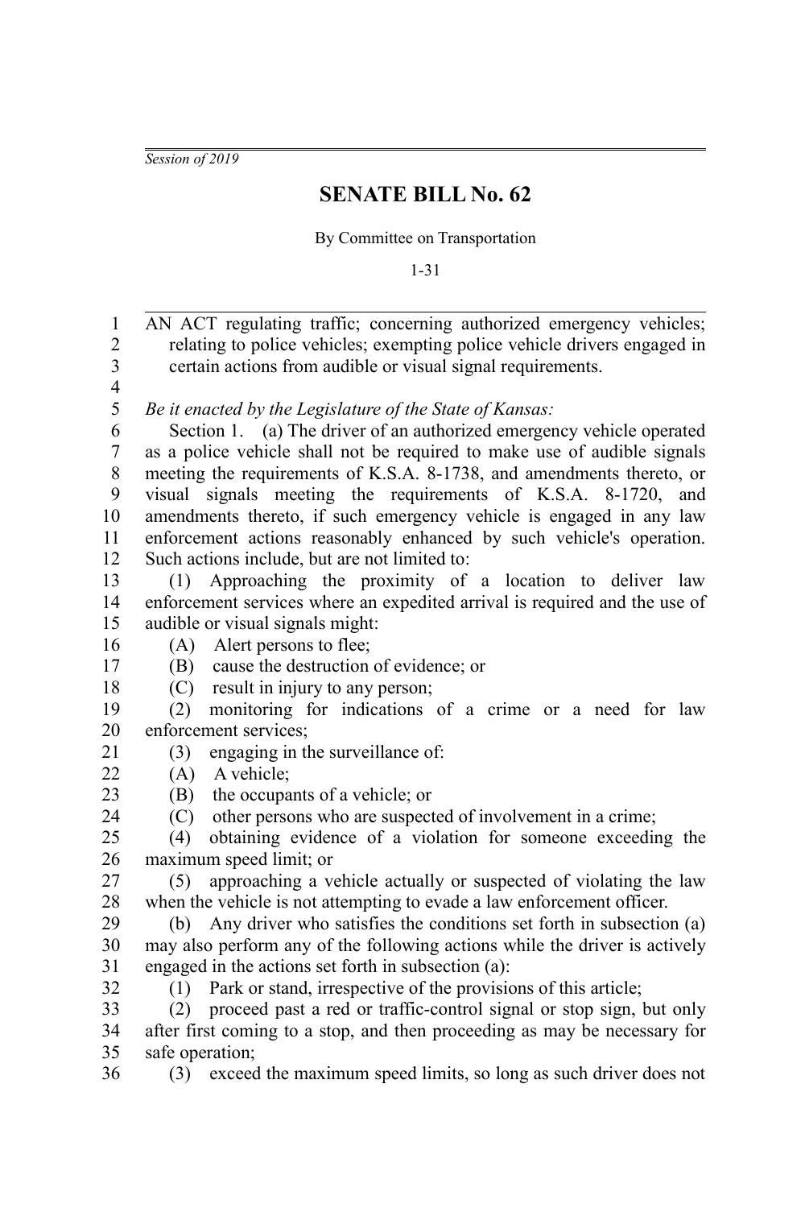*Session of 2019*

# SENATE BILL No. 62

By Committee on Transportation

1-31

AN ACT regulating traffic; concerning authorized emergency vehicles; relating to police vehicles; exempting police vehicle drivers engaged in certain actions from audible or visual signal requirements.

*Be it enacted by the Legislature of the State of Kansas:*

Section 1. (a) The driver of an authorized emergency vehicle operated as a police vehicle shall not be required to make use of audible signals meeting the requirements of K.S.A. 8-1738, and amendments thereto, or visual signals meeting the requirements of K.S.A. 8-1720, and amendments thereto, if such emergency vehicle is engaged in any law enforcement actions reasonably enhanced by such vehicle's operation. Such actions include, but are not limited to:

(1) Approaching the proximity of a location to deliver law enforcement services where an expedited arrival is required and the use of audible or visual signals might:

(A) Alert persons to flee;

(B) cause the destruction of evidence; or

(C) result in injury to any person;

(2) monitoring for indications of a crime or a need for law enforcement services;

(3) engaging in the surveillance of:

(A) A vehicle;

(B) the occupants of a vehicle; or

(C) other persons who are suspected of involvement in a crime;

(4) obtaining evidence of a violation for someone exceeding the maximum speed limit; or

(5) approaching a vehicle actually or suspected of violating the law when the vehicle is not attempting to evade a law enforcement officer.

(b) Any driver who satisfies the conditions set forth in subsection (a) may also perform any of the following actions while the driver is actively engaged in the actions set forth in subsection (a):

(1) Park or stand, irrespective of the provisions of this article;

(2) proceed past a red or traffic-control signal or stop sign, but only after first coming to a stop, and then proceeding as may be necessary for safe operation;

(3) exceed the maximum speed limits, so long as such driver does not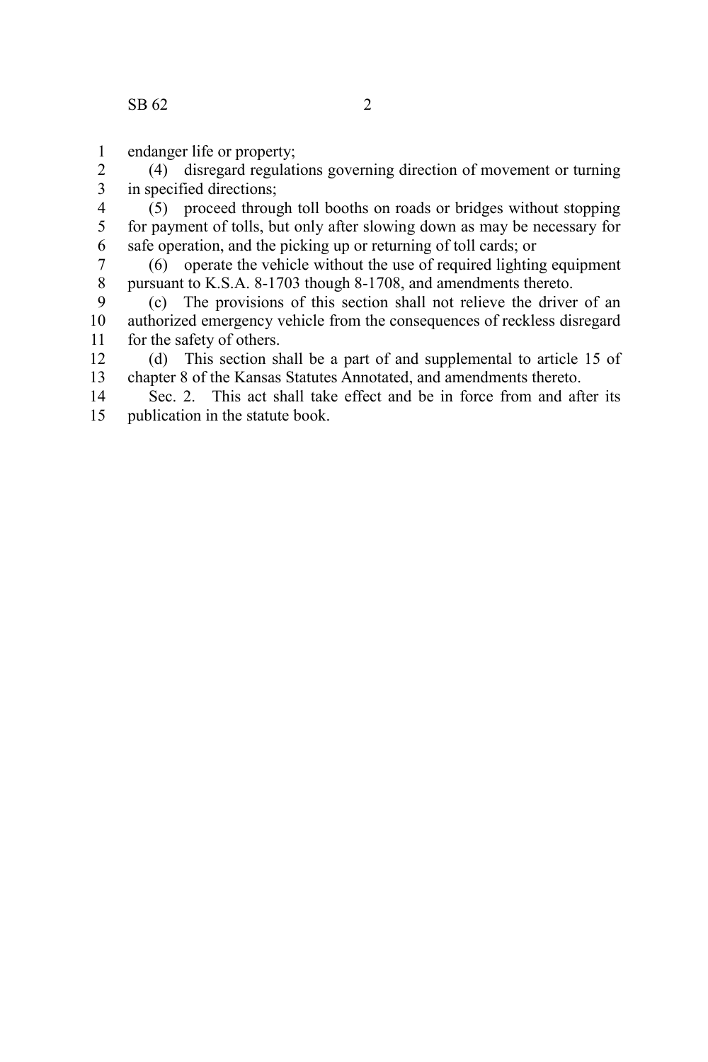endanger life or property;

(4) disregard regulations governing direction of movement or turning in specified directions;

(5) proceed through toll booths on roads or bridges without stopping for payment of tolls, but only after slowing down as may be necessary for safe operation, and the picking up or returning of toll cards; or

(6) operate the vehicle without the use of required lighting equipment pursuant to K.S.A. 8-1703 though 8-1708, and amendments thereto.

(c) The provisions of this section shall not relieve the driver of an authorized emergency vehicle from the consequences of reckless disregard for the safety of others.

(d) This section shall be a part of and supplemental to article 15 of chapter 8 of the Kansas Statutes Annotated, and amendments thereto.

Sec. 2. This act shall take effect and be in force from and after its publication in the statute book.